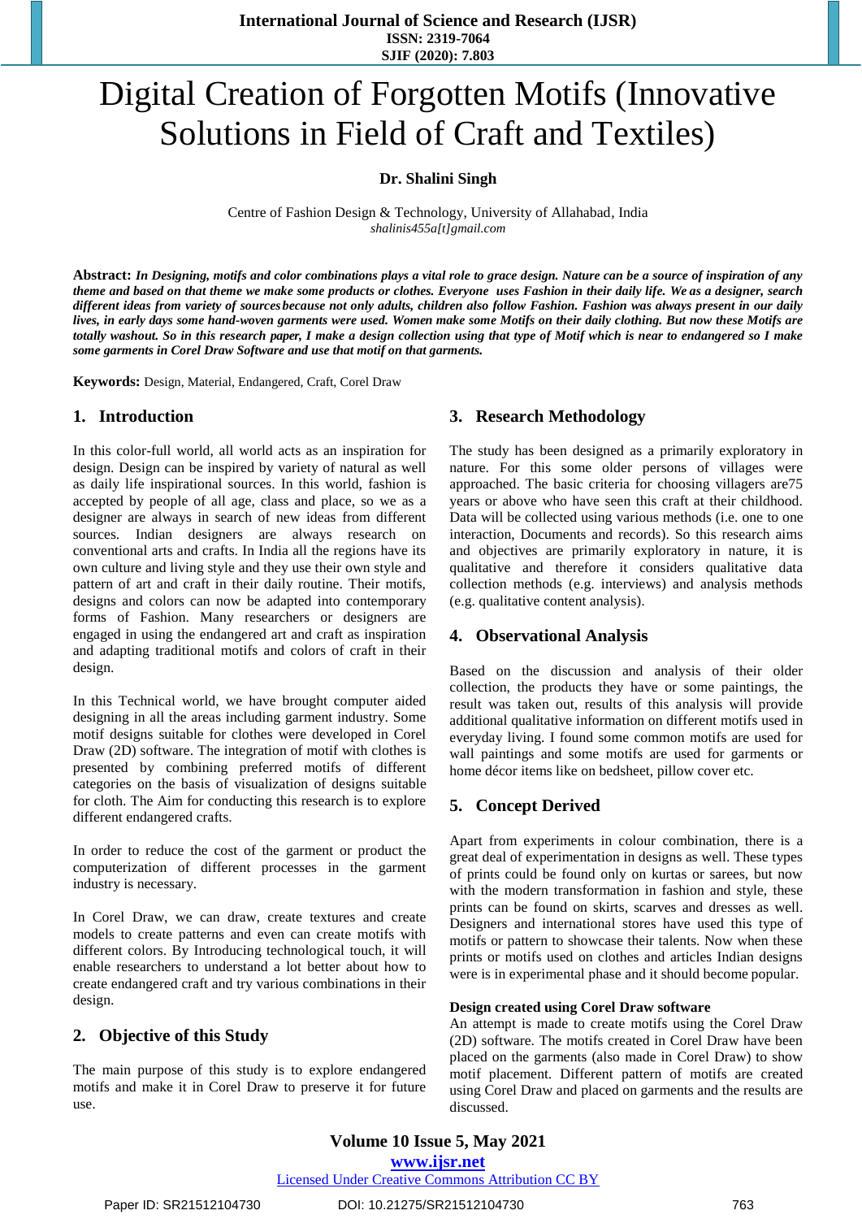# Digital Creation of Forgotten Motifs (Innovative Solutions in Field of Craft and Textiles)

**Dr. Shalini Singh**

Centre of Fashion Design & Technology, University of Allahabad, India
*shalinis455a[t]gmail.com*

**Abstract:** ***In Designing, motifs and color combinations plays a vital role to grace design. Nature can be a source of inspiration of any theme and based on that theme we make some products or clothes. Everyone uses Fashion in their daily life. We as a designer, search different ideas from variety of sources because not only adults, children also follow Fashion. Fashion was always present in our daily lives, in early days some hand-woven garments were used. Women make some Motifs on their daily clothing. But now these Motifs are totally washout. So in this research paper, I make a design collection using that type of Motif which is near to endangered so I make some garments in Corel Draw Software and use that motif on that garments.***

**Keywords:** Design, Material, Endangered, Craft, Corel Draw

## 1. Introduction

In this color-full world, all world acts as an inspiration for design. Design can be inspired by variety of natural as well as daily life inspirational sources. In this world, fashion is accepted by people of all age, class and place, so we as a designer are always in search of new ideas from different sources. Indian designers are always research on conventional arts and crafts. In India all the regions have its own culture and living style and they use their own style and pattern of art and craft in their daily routine. Their motifs, designs and colors can now be adapted into contemporary forms of Fashion. Many researchers or designers are engaged in using the endangered art and craft as inspiration and adapting traditional motifs and colors of craft in their design.

In this Technical world, we have brought computer aided designing in all the areas including garment industry. Some motif designs suitable for clothes were developed in Corel Draw (2D) software. The integration of motif with clothes is presented by combining preferred motifs of different categories on the basis of visualization of designs suitable for cloth. The Aim for conducting this research is to explore different endangered crafts.

In order to reduce the cost of the garment or product the computerization of different processes in the garment industry is necessary.

In Corel Draw, we can draw, create textures and create models to create patterns and even can create motifs with different colors. By Introducing technological touch, it will enable researchers to understand a lot better about how to create endangered craft and try various combinations in their design.

## 2. Objective of this Study

The main purpose of this study is to explore endangered motifs and make it in Corel Draw to preserve it for future use.

## 3. Research Methodology

The study has been designed as a primarily exploratory in nature. For this some older persons of villages were approached. The basic criteria for choosing villagers are75 years or above who have seen this craft at their childhood. Data will be collected using various methods (i.e. one to one interaction, Documents and records). So this research aims and objectives are primarily exploratory in nature, it is qualitative and therefore it considers qualitative data collection methods (e.g. interviews) and analysis methods (e.g. qualitative content analysis).

## 4. Observational Analysis

Based on the discussion and analysis of their older collection, the products they have or some paintings, the result was taken out, results of this analysis will provide additional qualitative information on different motifs used in everyday living. I found some common motifs are used for wall paintings and some motifs are used for garments or home décor items like on bedsheet, pillow cover etc.

## 5. Concept Derived

Apart from experiments in colour combination, there is a great deal of experimentation in designs as well. These types of prints could be found only on kurtas or sarees, but now with the modern transformation in fashion and style, these prints can be found on skirts, scarves and dresses as well. Designers and international stores have used this type of motifs or pattern to showcase their talents. Now when these prints or motifs used on clothes and articles Indian designs were is in experimental phase and it should become popular.

**Design created using Corel Draw software**

An attempt is made to create motifs using the Corel Draw (2D) software. The motifs created in Corel Draw have been placed on the garments (also made in Corel Draw) to show motif placement. Different pattern of motifs are created using Corel Draw and placed on garments and the results are discussed.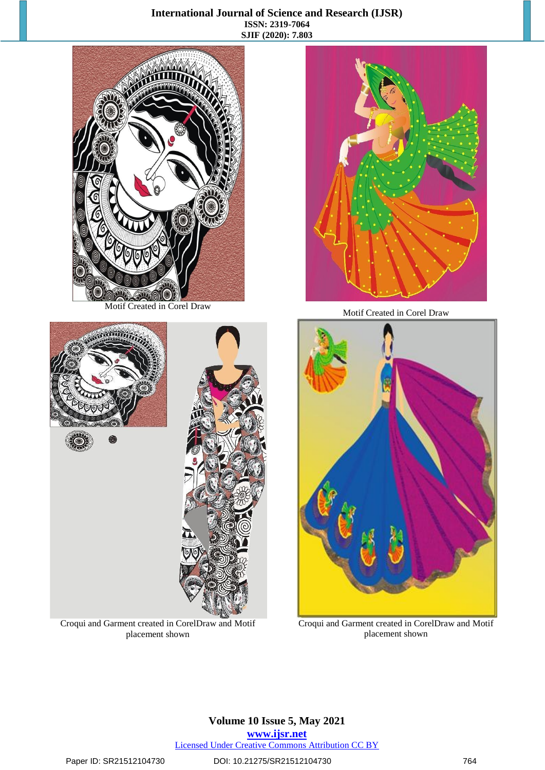Motif Created in Corel Draw

Motif Created in Corel Draw

Croqui and Garment created in CorelDraw and Motif placement shown

Croqui and Garment created in CorelDraw and Motif placement shown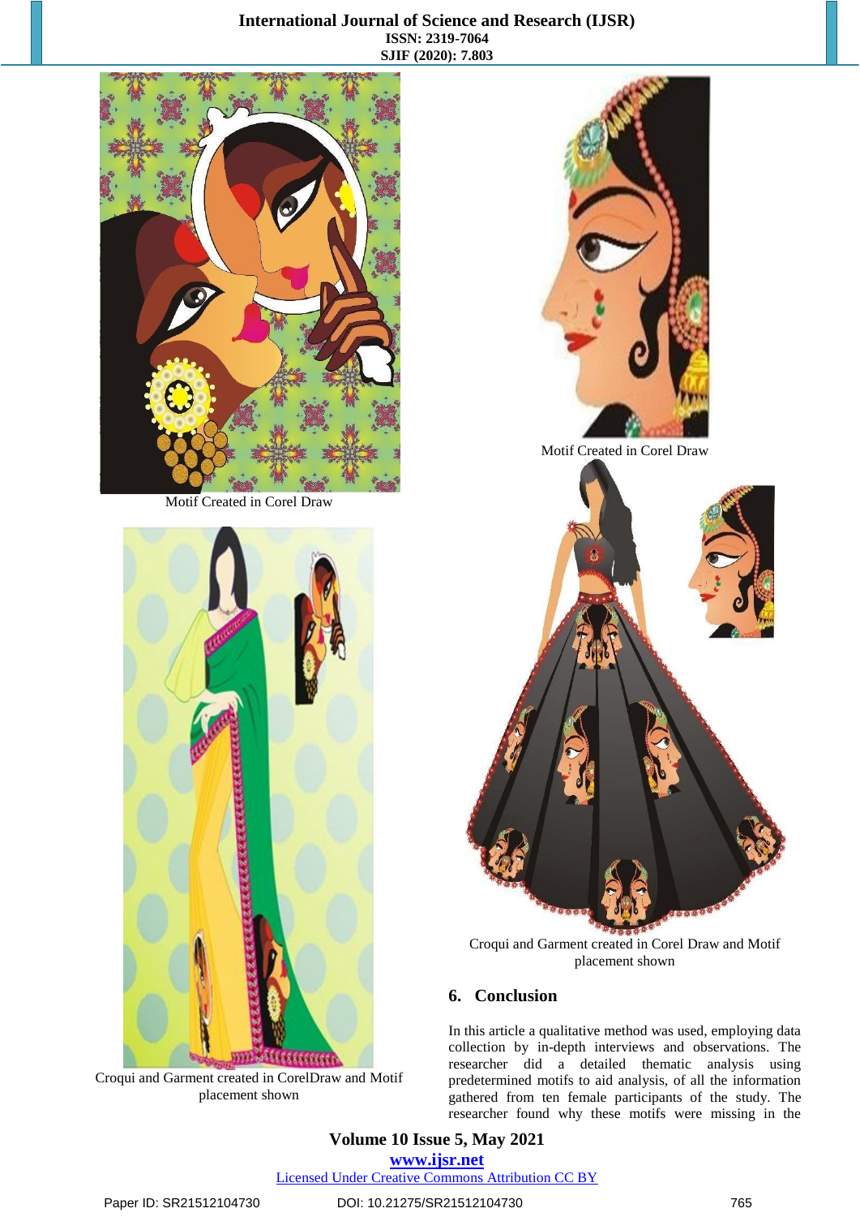Motif Created in Corel Draw

Motif Created in Corel Draw

Croqui and Garment created in CorelDraw and Motif placement shown

Croqui and Garment created in Corel Draw and Motif placement shown

## 6. Conclusion

In this article a qualitative method was used, employing data collection by in-depth interviews and observations. The researcher did a detailed thematic analysis using predetermined motifs to aid analysis, of all the information gathered from ten female participants of the study. The researcher found why these motifs were missing in the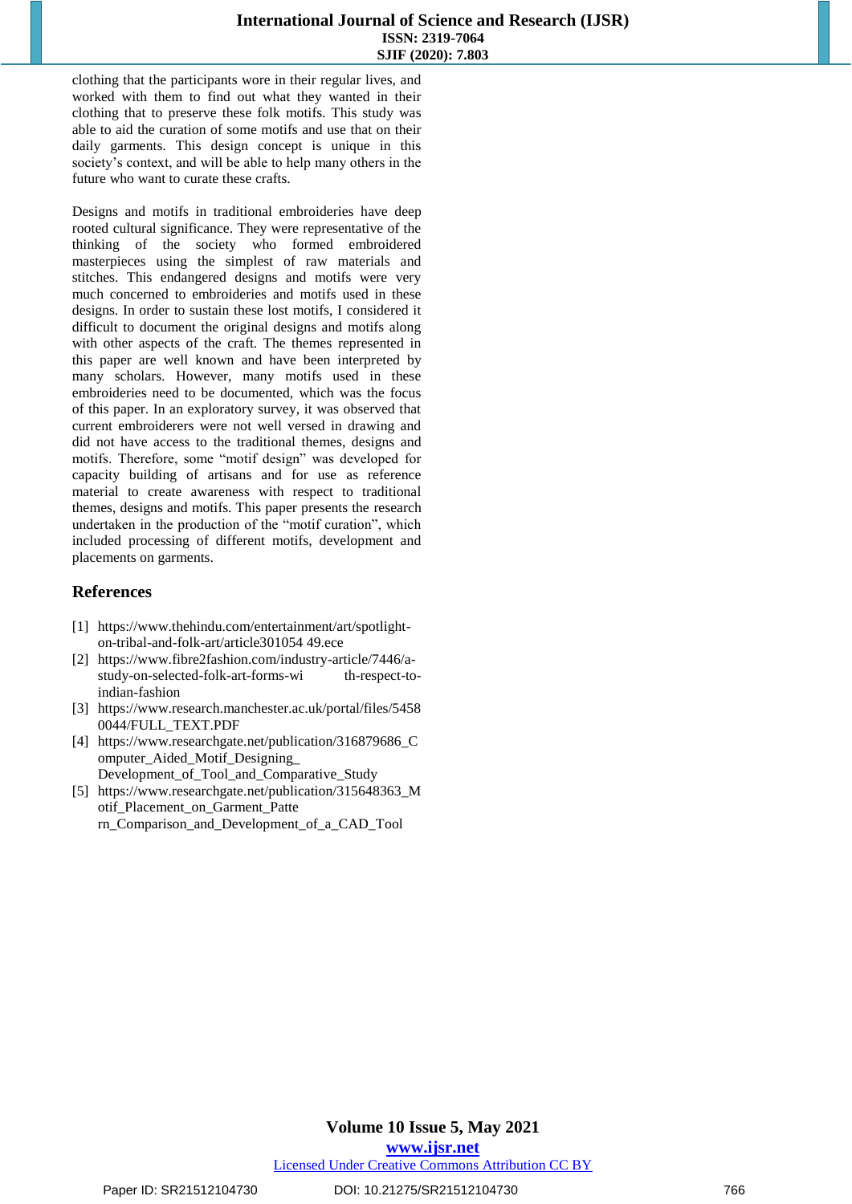clothing that the participants wore in their regular lives, and worked with them to find out what they wanted in their clothing that to preserve these folk motifs. This study was able to aid the curation of some motifs and use that on their daily garments. This design concept is unique in this society's context, and will be able to help many others in the future who want to curate these crafts.

Designs and motifs in traditional embroideries have deep rooted cultural significance. They were representative of the thinking of the society who formed embroidered masterpieces using the simplest of raw materials and stitches. This endangered designs and motifs were very much concerned to embroideries and motifs used in these designs. In order to sustain these lost motifs, I considered it difficult to document the original designs and motifs along with other aspects of the craft. The themes represented in this paper are well known and have been interpreted by many scholars. However, many motifs used in these embroideries need to be documented, which was the focus of this paper. In an exploratory survey, it was observed that current embroiderers were not well versed in drawing and did not have access to the traditional themes, designs and motifs. Therefore, some "motif design" was developed for capacity building of artisans and for use as reference material to create awareness with respect to traditional themes, designs and motifs. This paper presents the research undertaken in the production of the "motif curation", which included processing of different motifs, development and placements on garments.

## References

[1] https://www.thehindu.com/entertainment/art/spotlight-on-tribal-and-folk-art/article301054 49.ece

[2] https://www.fibre2fashion.com/industry-article/7446/a-study-on-selected-folk-art-forms-wi th-respect-to-indian-fashion

[3] https://www.research.manchester.ac.uk/portal/files/54580044/FULL_TEXT.PDF

[4] https://www.researchgate.net/publication/316879686_Computer_Aided_Motif_Designing_ Development_of_Tool_and_Comparative_Study

[5] https://www.researchgate.net/publication/315648363_Motif_Placement_on_Garment_Patte rn_Comparison_and_Development_of_a_CAD_Tool